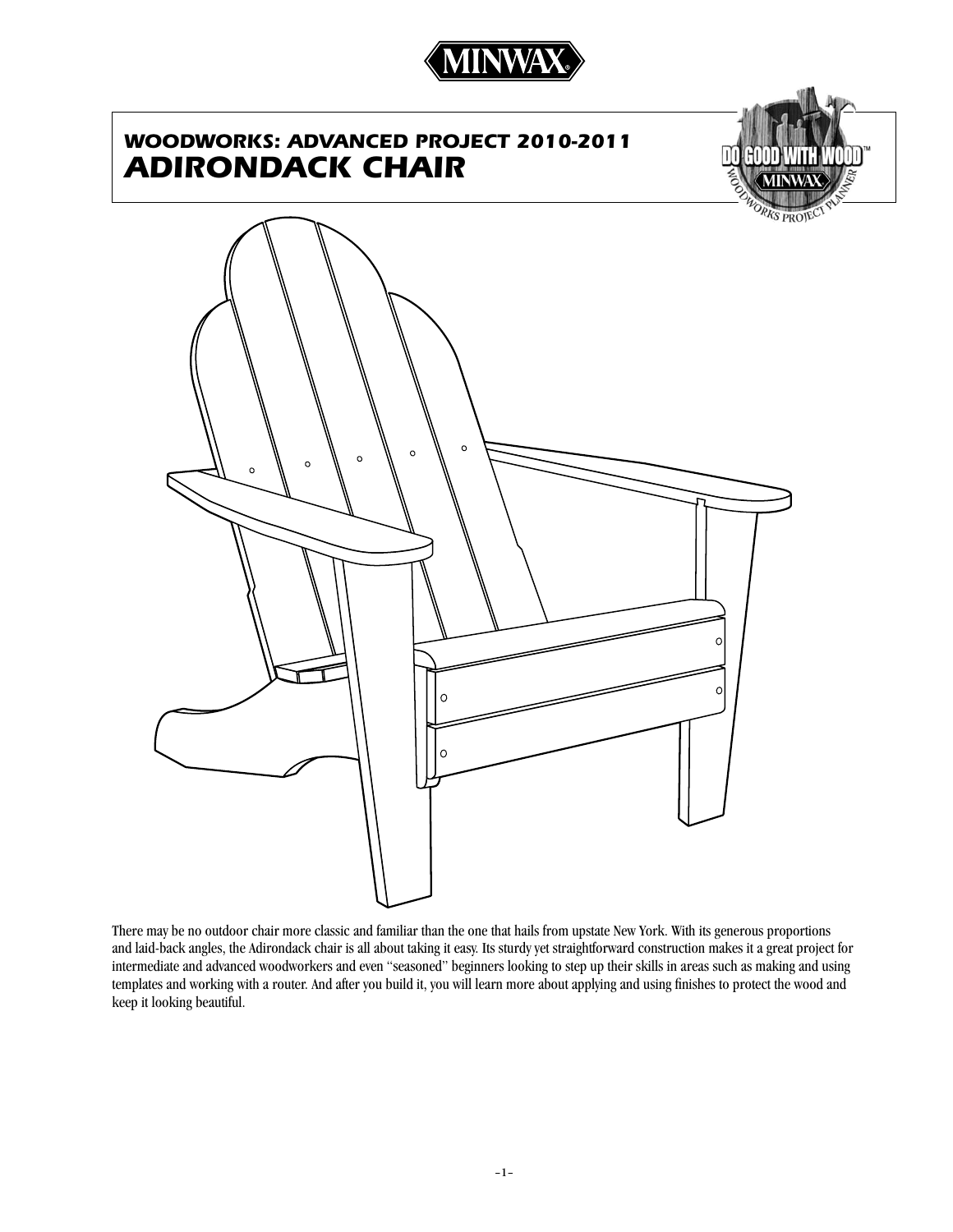# WOODWORKS: ADVANCED PROJECT 2010-2011

# ADIRONDACK CHAIR

There may be no outdoor chair more classic and familiar than the one that hails from upstate New York. With its generous proportions and laid-back angles, the Adirondack chair is all about taking it easy. Its sturdy yet straightforward construction makes it a great project for intermediate and advanced woodworkers and even "seasoned" beginners looking to step up their skills in areas such as making and using templates and working with a router. And after you build it, you will learn more about applying and using finishes to protect the wood and keep it looking beautiful.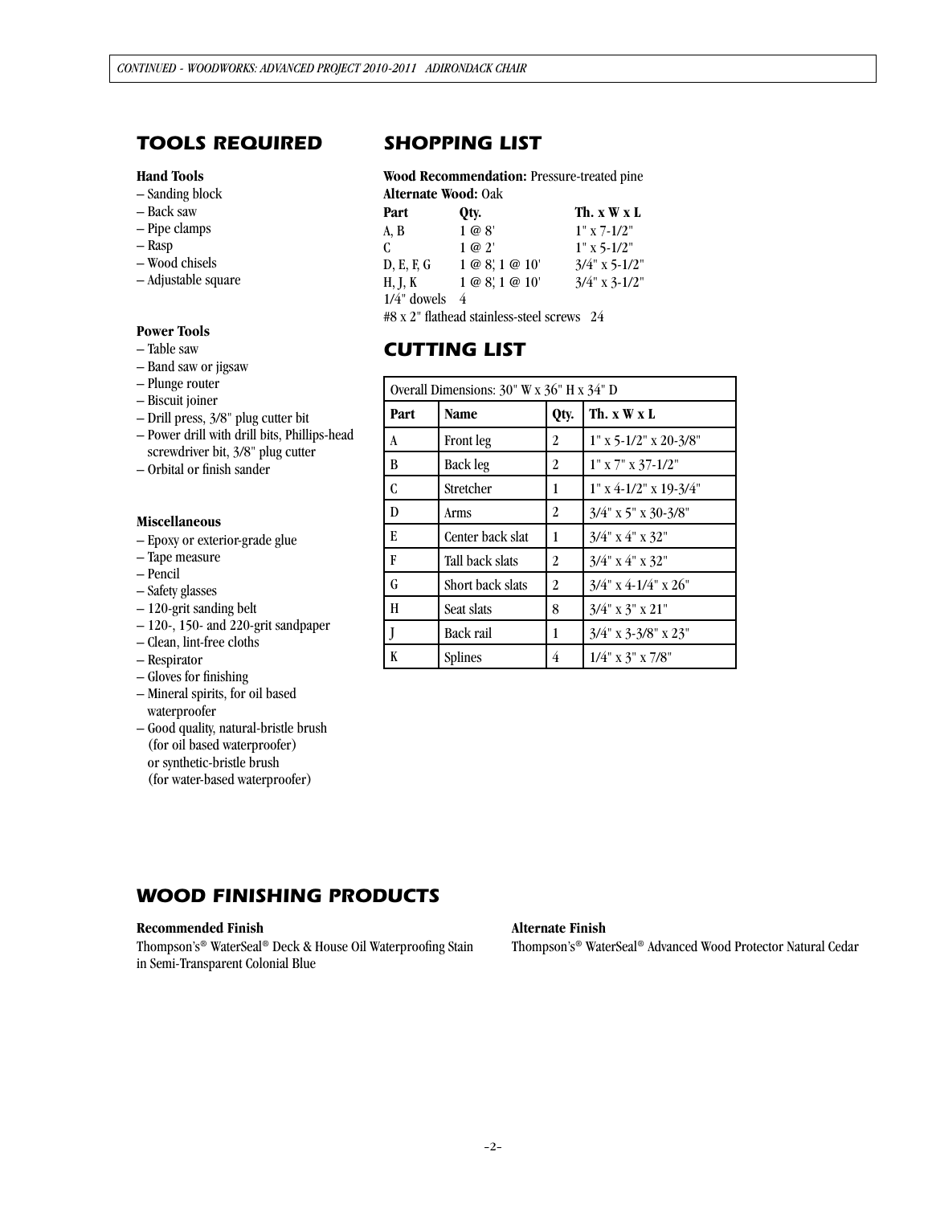## TOOLS REQUIRED

**Hand Tools**

– Sanding block
– Back saw
– Pipe clamps
– Rasp
– Wood chisels
– Adjustable square

**Power Tools**

– Table saw
– Band saw or jigsaw
– Plunge router
– Biscuit joiner
– Drill press, 3/8" plug cutter bit
– Power drill with drill bits, Phillips-head screwdriver bit, 3/8" plug cutter
– Orbital or finish sander

**Miscellaneous**

– Epoxy or exterior-grade glue
– Tape measure
– Pencil
– Safety glasses
– 120-grit sanding belt
– 120-, 150- and 220-grit sandpaper
– Clean, lint-free cloths
– Respirator
– Gloves for finishing
– Mineral spirits, for oil based waterproofer
– Good quality, natural-bristle brush (for oil based waterproofer) or synthetic-bristle brush (for water-based waterproofer)

## SHOPPING LIST

**Wood Recommendation:** Pressure-treated pine
**Alternate Wood:** Oak

| Part | Qty. | Th. x W x L |
|---|---|---|
| A, B | 1 @ 8' | 1" x 7-1/2" |
| C | 1 @ 2' | 1" x 5-1/2" |
| D, E, F, G | 1 @ 8', 1 @ 10' | 3/4" x 5-1/2" |
| H, J, K | 1 @ 8', 1 @ 10' | 3/4" x 3-1/2" |

1/4" dowels 4
#8 x 2" flathead stainless-steel screws 24

## CUTTING LIST

| Overall Dimensions: 30" W x 36" H x 34" D | | | |
|---|---|---|---|
| **Part** | **Name** | **Qty.** | **Th. x W x L** |
| A | Front leg | 2 | 1" x 5-1/2" x 20-3/8" |
| B | Back leg | 2 | 1" x 7" x 37-1/2" |
| C | Stretcher | 1 | 1" x 4-1/2" x 19-3/4" |
| D | Arms | 2 | 3/4" x 5" x 30-3/8" |
| E | Center back slat | 1 | 3/4" x 4" x 32" |
| F | Tall back slats | 2 | 3/4" x 4" x 32" |
| G | Short back slats | 2 | 3/4" x 4-1/4" x 26" |
| H | Seat slats | 8 | 3/4" x 3" x 21" |
| J | Back rail | 1 | 3/4" x 3-3/8" x 23" |
| K | Splines | 4 | 1/4" x 3" x 7/8" |

## WOOD FINISHING PRODUCTS

**Recommended Finish**
Thompson's® WaterSeal® Deck & House Oil Waterproofing Stain in Semi-Transparent Colonial Blue

**Alternate Finish**
Thompson's® WaterSeal® Advanced Wood Protector Natural Cedar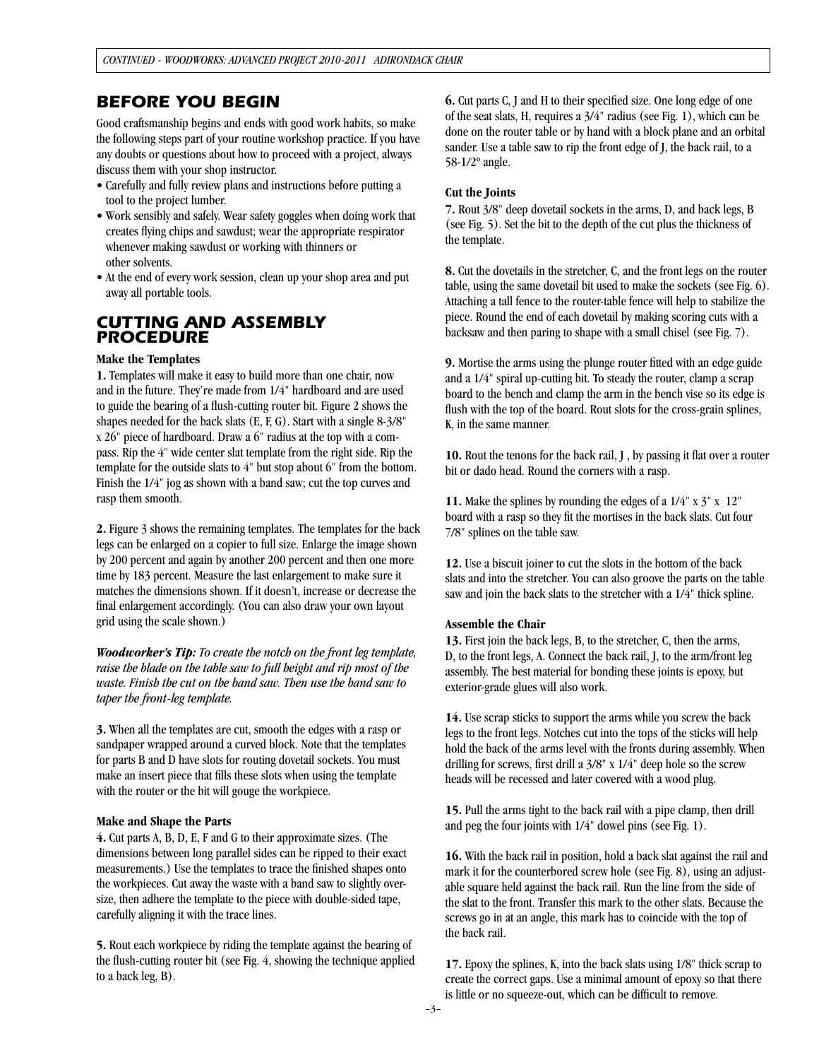## BEFORE YOU BEGIN

Good craftsmanship begins and ends with good work habits, so make the following steps part of your routine workshop practice. If you have any doubts or questions about how to proceed with a project, always discuss them with your shop instructor.

- Carefully and fully review plans and instructions before putting a tool to the project lumber.
- Work sensibly and safely. Wear safety goggles when doing work that creates flying chips and sawdust; wear the appropriate respirator whenever making sawdust or working with thinners or other solvents.
- At the end of every work session, clean up your shop area and put away all portable tools.

## CUTTING AND ASSEMBLY PROCEDURE

### Make the Templates

**1.** Templates will make it easy to build more than one chair, now and in the future. They're made from 1/4" hardboard and are used to guide the bearing of a flush-cutting router bit. Figure 2 shows the shapes needed for the back slats (E, F, G). Start with a single 8-3/8" x 26" piece of hardboard. Draw a 6" radius at the top with a compass. Rip the 4" wide center slat template from the right side. Rip the template for the outside slats to 4" but stop about 6" from the bottom. Finish the 1/4" jog as shown with a band saw; cut the top curves and rasp them smooth.

**2.** Figure 3 shows the remaining templates. The templates for the back legs can be enlarged on a copier to full size. Enlarge the image shown by 200 percent and again by another 200 percent and then one more time by 183 percent. Measure the last enlargement to make sure it matches the dimensions shown. If it doesn't, increase or decrease the final enlargement accordingly. (You can also draw your own layout grid using the scale shown.)

***Woodworker's Tip:*** *To create the notch on the front leg template, raise the blade on the table saw to full height and rip most of the waste. Finish the cut on the band saw. Then use the band saw to taper the front-leg template.*

**3.** When all the templates are cut, smooth the edges with a rasp or sandpaper wrapped around a curved block. Note that the templates for parts B and D have slots for routing dovetail sockets. You must make an insert piece that fills these slots when using the template with the router or the bit will gouge the workpiece.

### Make and Shape the Parts

**4.** Cut parts A, B, D, E, F and G to their approximate sizes. (The dimensions between long parallel sides can be ripped to their exact measurements.) Use the templates to trace the finished shapes onto the workpieces. Cut away the waste with a band saw to slightly oversize, then adhere the template to the piece with double-sided tape, carefully aligning it with the trace lines.

**5.** Rout each workpiece by riding the template against the bearing of the flush-cutting router bit (see Fig. 4, showing the technique applied to a back leg, B).

**6.** Cut parts C, J and H to their specified size. One long edge of one of the seat slats, H, requires a 3/4" radius (see Fig. 1), which can be done on the router table or by hand with a block plane and an orbital sander. Use a table saw to rip the front edge of J, the back rail, to a 58-1/2° angle.

### Cut the Joints

**7.** Rout 3/8" deep dovetail sockets in the arms, D, and back legs, B (see Fig. 5). Set the bit to the depth of the cut plus the thickness of the template.

**8.** Cut the dovetails in the stretcher, C, and the front legs on the router table, using the same dovetail bit used to make the sockets (see Fig. 6). Attaching a tall fence to the router-table fence will help to stabilize the piece. Round the end of each dovetail by making scoring cuts with a backsaw and then paring to shape with a small chisel (see Fig. 7).

**9.** Mortise the arms using the plunge router fitted with an edge guide and a 1/4" spiral up-cutting bit. To steady the router, clamp a scrap board to the bench and clamp the arm in the bench vise so its edge is flush with the top of the board. Rout slots for the cross-grain splines, K, in the same manner.

**10.** Rout the tenons for the back rail, J , by passing it flat over a router bit or dado head. Round the corners with a rasp.

**11.** Make the splines by rounding the edges of a 1/4" x 3" x 12" board with a rasp so they fit the mortises in the back slats. Cut four 7/8" splines on the table saw.

**12.** Use a biscuit joiner to cut the slots in the bottom of the back slats and into the stretcher. You can also groove the parts on the table saw and join the back slats to the stretcher with a 1/4" thick spline.

### Assemble the Chair

**13.** First join the back legs, B, to the stretcher, C, then the arms, D, to the front legs, A. Connect the back rail, J, to the arm/front leg assembly. The best material for bonding these joints is epoxy, but exterior-grade glues will also work.

**14.** Use scrap sticks to support the arms while you screw the back legs to the front legs. Notches cut into the tops of the sticks will help hold the back of the arms level with the fronts during assembly. When drilling for screws, first drill a 3/8" x 1/4" deep hole so the screw heads will be recessed and later covered with a wood plug.

**15.** Pull the arms tight to the back rail with a pipe clamp, then drill and peg the four joints with 1/4" dowel pins (see Fig. 1).

**16.** With the back rail in position, hold a back slat against the rail and mark it for the counterbored screw hole (see Fig. 8), using an adjustable square held against the back rail. Run the line from the side of the slat to the front. Transfer this mark to the other slats. Because the screws go in at an angle, this mark has to coincide with the top of the back rail.

**17.** Epoxy the splines, K, into the back slats using 1/8" thick scrap to create the correct gaps. Use a minimal amount of epoxy so that there is little or no squeeze-out, which can be difficult to remove.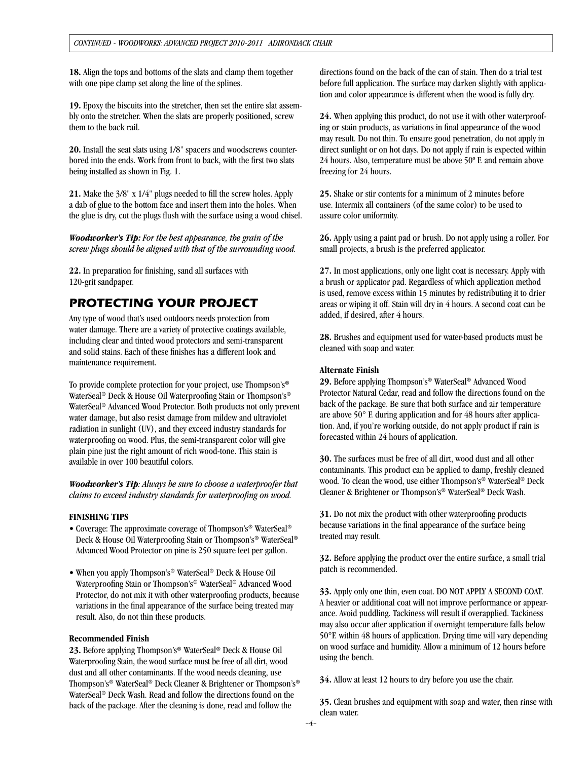**18.** Align the tops and bottoms of the slats and clamp them together with one pipe clamp set along the line of the splines.

**19.** Epoxy the biscuits into the stretcher, then set the entire slat assembly onto the stretcher. When the slats are properly positioned, screw them to the back rail.

**20.** Install the seat slats using 1/8" spacers and woodscrews counterbored into the ends. Work from front to back, with the first two slats being installed as shown in Fig. 1.

**21.** Make the 3/8" x 1/4" plugs needed to fill the screw holes. Apply a dab of glue to the bottom face and insert them into the holes. When the glue is dry, cut the plugs flush with the surface using a wood chisel.

***Woodworker's Tip:*** *For the best appearance, the grain of the screw plugs should be aligned with that of the surrounding wood.*

**22.** In preparation for finishing, sand all surfaces with 120-grit sandpaper.

## PROTECTING YOUR PROJECT

Any type of wood that's used outdoors needs protection from water damage. There are a variety of protective coatings available, including clear and tinted wood protectors and semi-transparent and solid stains. Each of these finishes has a different look and maintenance requirement.

To provide complete protection for your project, use Thompson's® WaterSeal® Deck & House Oil Waterproofing Stain or Thompson's® WaterSeal® Advanced Wood Protector. Both products not only prevent water damage, but also resist damage from mildew and ultraviolet radiation in sunlight (UV), and they exceed industry standards for waterproofing on wood. Plus, the semi-transparent color will give plain pine just the right amount of rich wood-tone. This stain is available in over 100 beautiful colors.

***Woodworker's Tip****: Always be sure to choose a waterproofer that claims to exceed industry standards for waterproofing on wood.*

**FINISHING TIPS**

- Coverage: The approximate coverage of Thompson's® WaterSeal® Deck & House Oil Waterproofing Stain or Thompson's® WaterSeal® Advanced Wood Protector on pine is 250 square feet per gallon.
- When you apply Thompson's® WaterSeal® Deck & House Oil Waterproofing Stain or Thompson's® WaterSeal® Advanced Wood Protector, do not mix it with other waterproofing products, because variations in the final appearance of the surface being treated may result. Also, do not thin these products.

**Recommended Finish**

**23.** Before applying Thompson's® WaterSeal® Deck & House Oil Waterproofing Stain, the wood surface must be free of all dirt, wood dust and all other contaminants. If the wood needs cleaning, use Thompson's® WaterSeal® Deck Cleaner & Brightener or Thompson's® WaterSeal® Deck Wash. Read and follow the directions found on the back of the package. After the cleaning is done, read and follow the directions found on the back of the can of stain. Then do a trial test before full application. The surface may darken slightly with application and color appearance is different when the wood is fully dry.

**24.** When applying this product, do not use it with other waterproofing or stain products, as variations in final appearance of the wood may result. Do not thin. To ensure good penetration, do not apply in direct sunlight or on hot days. Do not apply if rain is expected within 24 hours. Also, temperature must be above 50º F. and remain above freezing for 24 hours.

**25.** Shake or stir contents for a minimum of 2 minutes before use. Intermix all containers (of the same color) to be used to assure color uniformity.

**26.** Apply using a paint pad or brush. Do not apply using a roller. For small projects, a brush is the preferred applicator.

**27.** In most applications, only one light coat is necessary. Apply with a brush or applicator pad. Regardless of which application method is used, remove excess within 15 minutes by redistributing it to drier areas or wiping it off. Stain will dry in 4 hours. A second coat can be added, if desired, after 4 hours.

**28.** Brushes and equipment used for water-based products must be cleaned with soap and water.

**Alternate Finish**

**29.** Before applying Thompson's® WaterSeal® Advanced Wood Protector Natural Cedar, read and follow the directions found on the back of the package. Be sure that both surface and air temperature are above 50° F. during application and for 48 hours after application. And, if you're working outside, do not apply product if rain is forecasted within 24 hours of application.

**30.** The surfaces must be free of all dirt, wood dust and all other contaminants. This product can be applied to damp, freshly cleaned wood. To clean the wood, use either Thompson's® WaterSeal® Deck Cleaner & Brightener or Thompson's® WaterSeal® Deck Wash.

**31.** Do not mix the product with other waterproofing products because variations in the final appearance of the surface being treated may result.

**32.** Before applying the product over the entire surface, a small trial patch is recommended.

**33.** Apply only one thin, even coat. DO NOT APPLY A SECOND COAT. A heavier or additional coat will not improve performance or appearance. Avoid puddling. Tackiness will result if overapplied. Tackiness may also occur after application if overnight temperature falls below 50°F. within 48 hours of application. Drying time will vary depending on wood surface and humidity. Allow a minimum of 12 hours before using the bench.

**34.** Allow at least 12 hours to dry before you use the chair.

**35.** Clean brushes and equipment with soap and water, then rinse with clean water.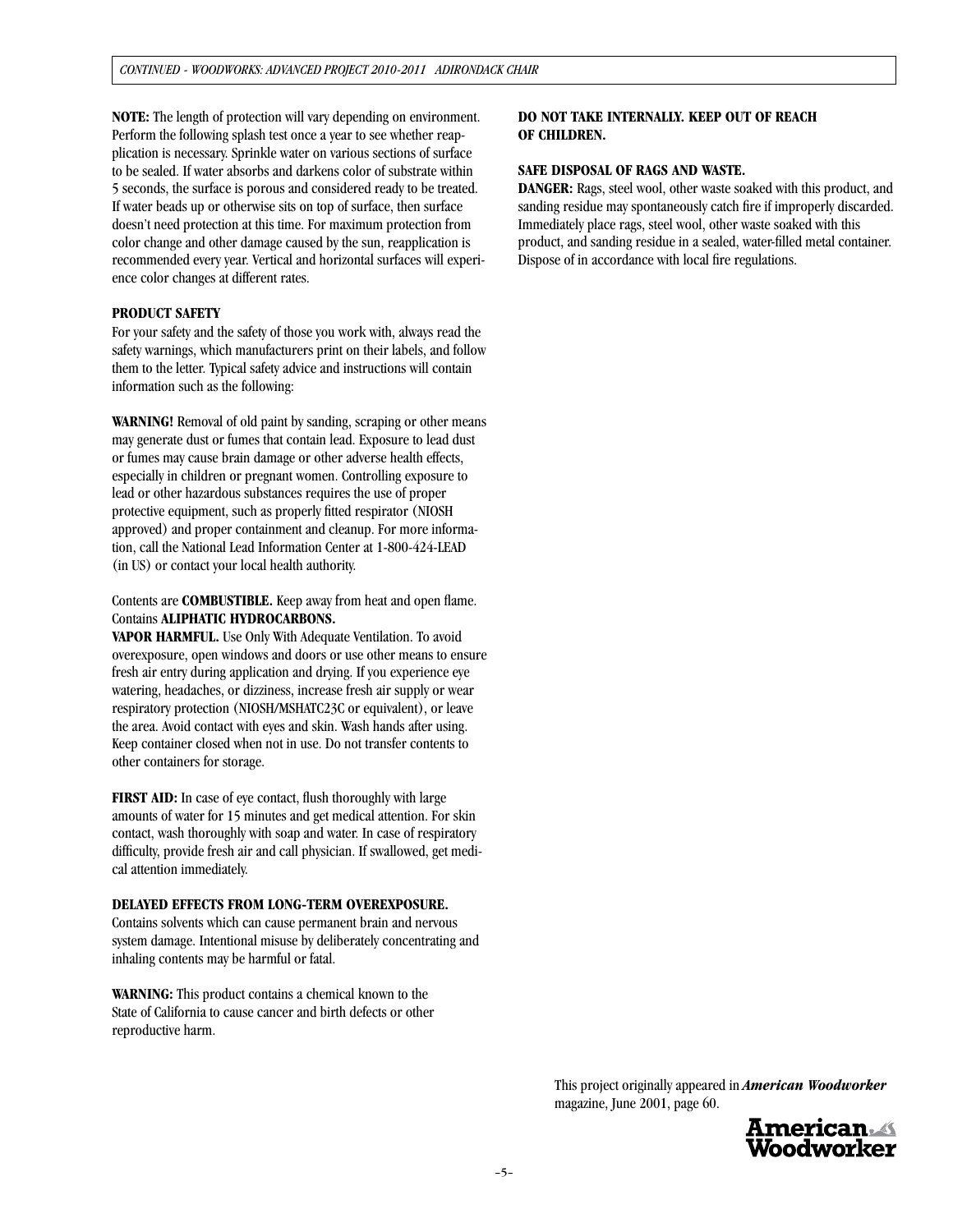**NOTE:** The length of protection will vary depending on environment. Perform the following splash test once a year to see whether reapplication is necessary. Sprinkle water on various sections of surface to be sealed. If water absorbs and darkens color of substrate within 5 seconds, the surface is porous and considered ready to be treated. If water beads up or otherwise sits on top of surface, then surface doesn't need protection at this time. For maximum protection from color change and other damage caused by the sun, reapplication is recommended every year. Vertical and horizontal surfaces will experience color changes at different rates.

**PRODUCT SAFETY**

For your safety and the safety of those you work with, always read the safety warnings, which manufacturers print on their labels, and follow them to the letter. Typical safety advice and instructions will contain information such as the following:

**WARNING!** Removal of old paint by sanding, scraping or other means may generate dust or fumes that contain lead. Exposure to lead dust or fumes may cause brain damage or other adverse health effects, especially in children or pregnant women. Controlling exposure to lead or other hazardous substances requires the use of proper protective equipment, such as properly fitted respirator (NIOSH approved) and proper containment and cleanup. For more information, call the National Lead Information Center at 1-800-424-LEAD (in US) or contact your local health authority.

Contents are **COMBUSTIBLE.** Keep away from heat and open flame. Contains **ALIPHATIC HYDROCARBONS.**

**VAPOR HARMFUL.** Use Only With Adequate Ventilation. To avoid overexposure, open windows and doors or use other means to ensure fresh air entry during application and drying. If you experience eye watering, headaches, or dizziness, increase fresh air supply or wear respiratory protection (NIOSH/MSHATC23C or equivalent), or leave the area. Avoid contact with eyes and skin. Wash hands after using. Keep container closed when not in use. Do not transfer contents to other containers for storage.

**FIRST AID:** In case of eye contact, flush thoroughly with large amounts of water for 15 minutes and get medical attention. For skin contact, wash thoroughly with soap and water. In case of respiratory difficulty, provide fresh air and call physician. If swallowed, get medical attention immediately.

**DELAYED EFFECTS FROM LONG-TERM OVEREXPOSURE.**

Contains solvents which can cause permanent brain and nervous system damage. Intentional misuse by deliberately concentrating and inhaling contents may be harmful or fatal.

**WARNING:** This product contains a chemical known to the State of California to cause cancer and birth defects or other reproductive harm.

**DO NOT TAKE INTERNALLY. KEEP OUT OF REACH OF CHILDREN.**

**SAFE DISPOSAL OF RAGS AND WASTE.**

**DANGER:** Rags, steel wool, other waste soaked with this product, and sanding residue may spontaneously catch fire if improperly discarded. Immediately place rags, steel wool, other waste soaked with this product, and sanding residue in a sealed, water-filled metal container. Dispose of in accordance with local fire regulations.

This project originally appeared in ***American Woodworker*** magazine, June 2001, page 60.

American Woodworker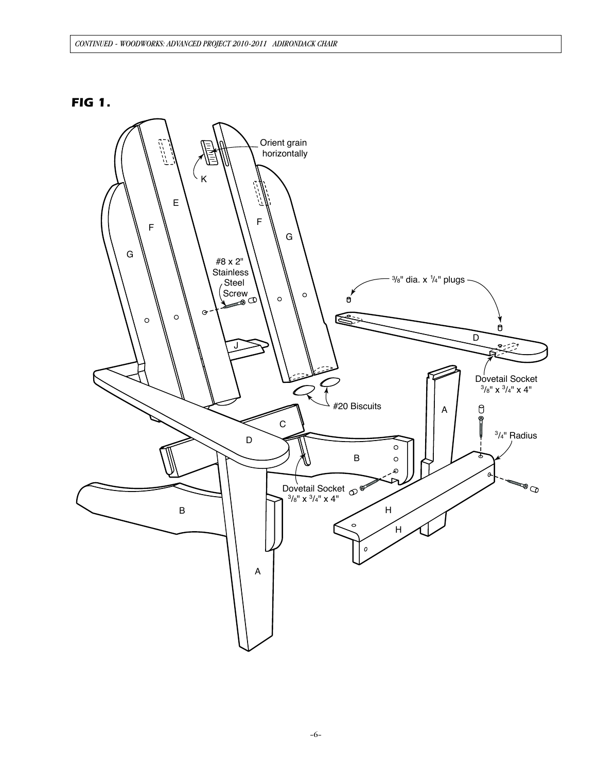## FIG 1.

Orient grain horizontally

K

E

F

G

F

G

#8 x 2" Stainless Steel Screw

3/8" dia. x 1/4" plugs

J

D

#20 Biscuits

Dovetail Socket 3/8" x 3/4" x 4"

A

C

D

3/4" Radius

B

Dovetail Socket 3/8" x 3/4" x 4"

B

H

H

A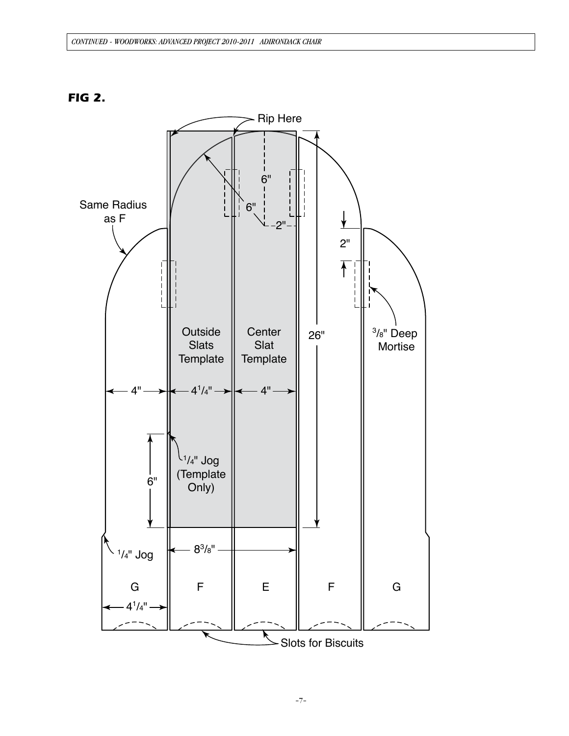**FIG 2.**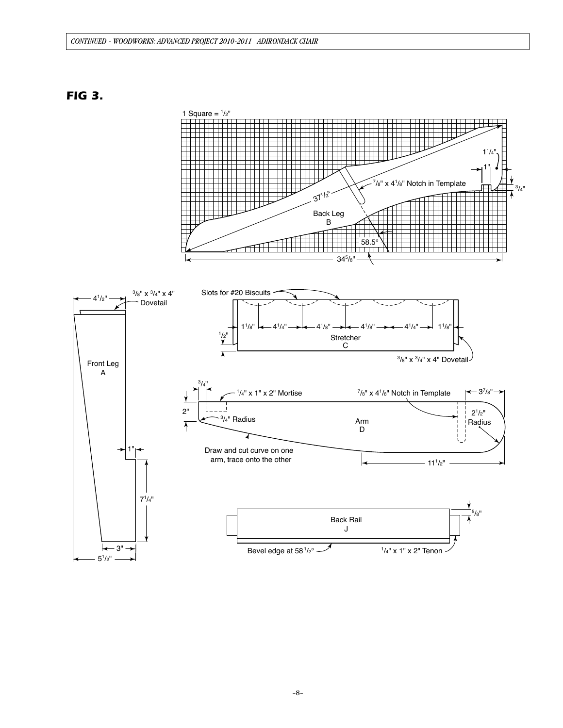## FIG 3.

1 Square = 1/2"

Back Leg
B

37 1/2"

7/8" x 4 1/8" Notch in Template

1 1/4"

1"

3/4"

58.5°

34 5/8"

Front Leg
A

4 1/2"

3/8" x 3/4" x 4" Dovetail

1"

7 1/4"

3"

5 1/2"

Slots for #20 Biscuits

1 1/8" 4 1/4" 4 1/8" 4 1/8" 4 1/4" 1 1/8"

1/2"

Stretcher
C

3/8" x 3/4" x 4" Dovetail

3/4"

1/4" x 1" x 2" Mortise

7/8" x 4 1/8" Notch in Template

3 7/8"

2"

3/4" Radius

Arm
D

2 1/2" Radius

Draw and cut curve on one arm, trace onto the other

11 1/2"

Back Rail
J

5/8"

Bevel edge at 58 1/2°

1/4" x 1" x 2" Tenon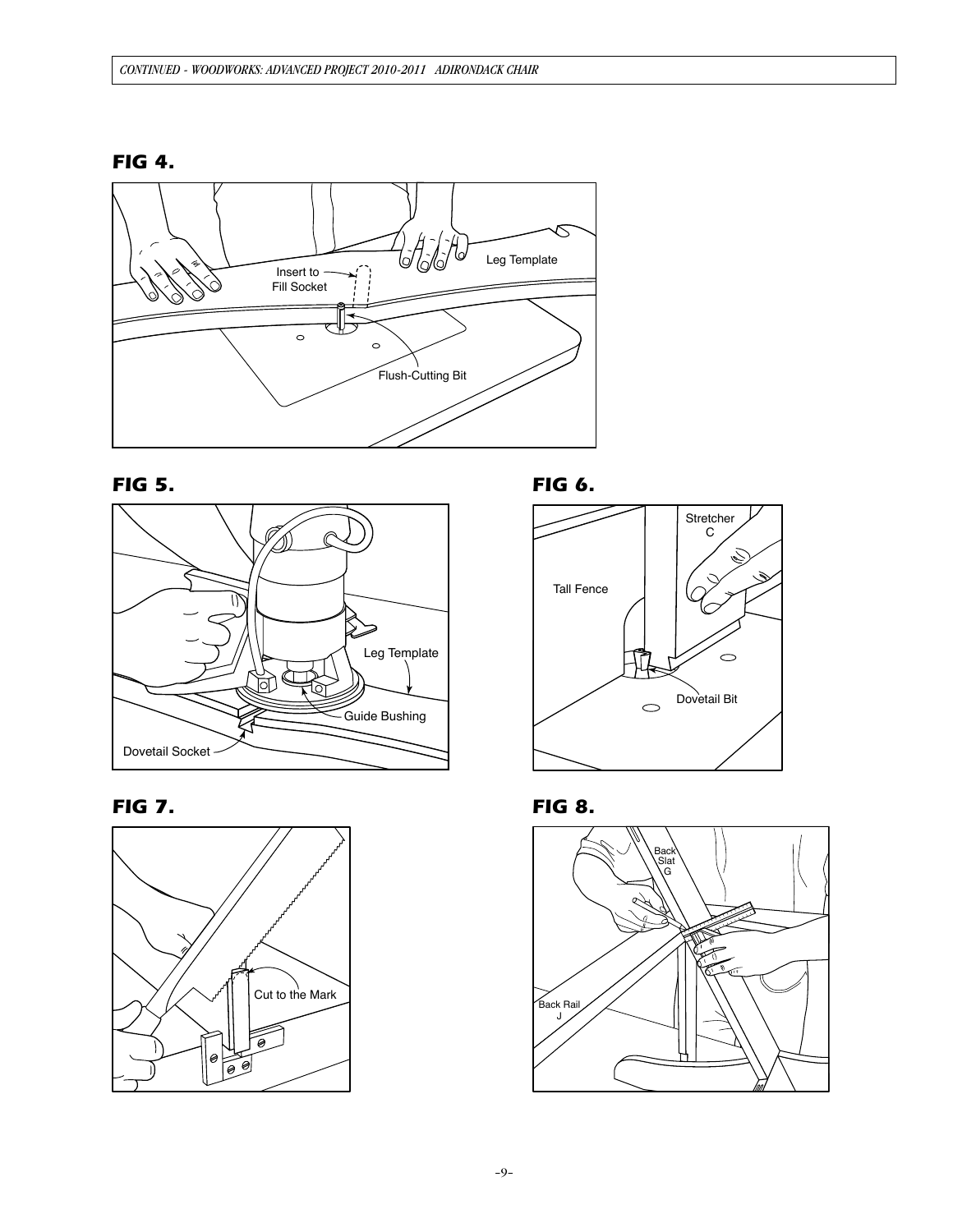## FIG 4.

Insert to Fill Socket

Leg Template

Flush-Cutting Bit

## FIG 5.

Leg Template

Guide Bushing

Dovetail Socket

## FIG 6.

Stretcher C

Tall Fence

Dovetail Bit

## FIG 7.

Cut to the Mark

## FIG 8.

Back Slat G

Back Rail J